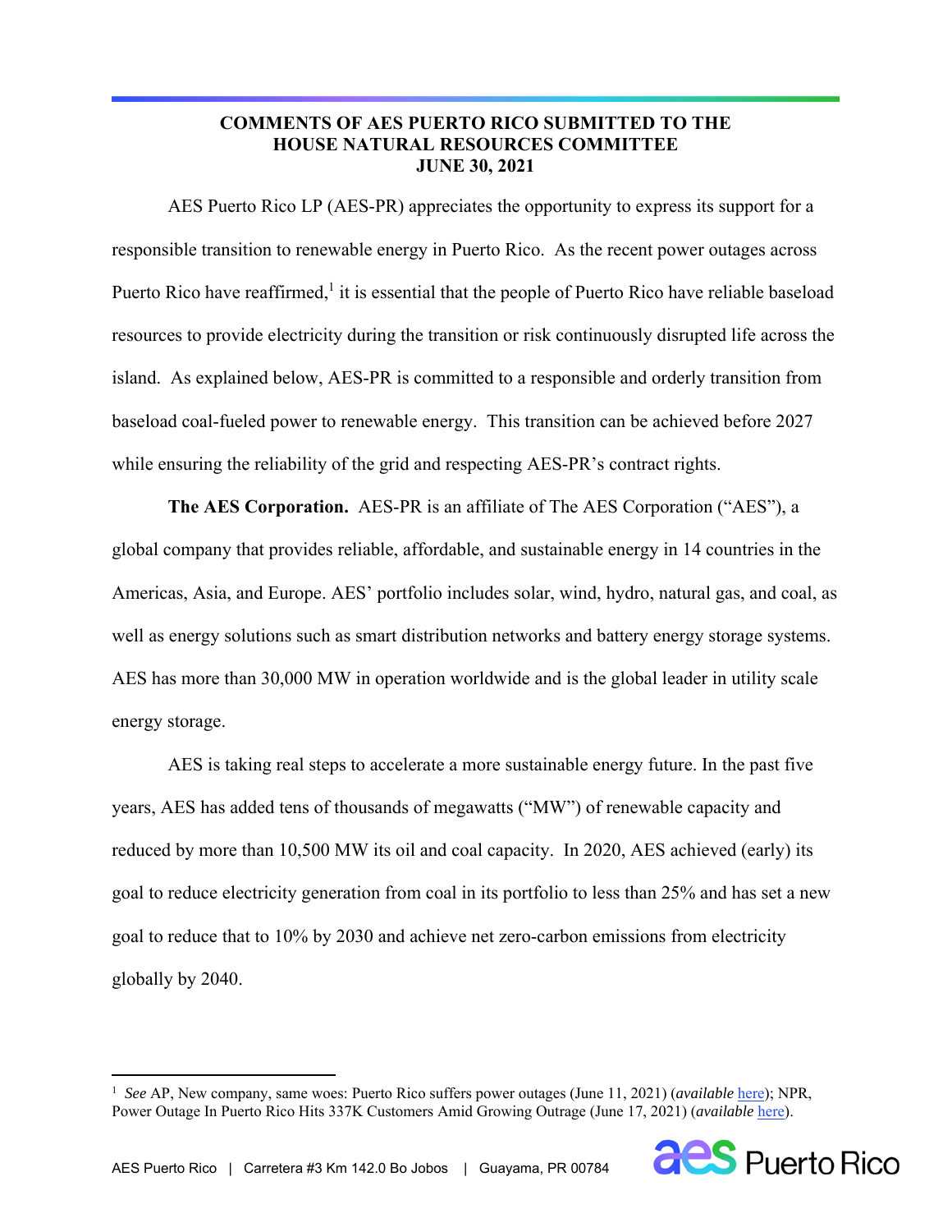**COMMENTS OF AES PUERTO RICO SUBMITTED TO THE HOUSE NATURAL RESOURCES COMMITTEE JUNE 30, 2021**

AES Puerto Rico LP (AES-PR) appreciates the opportunity to express its support for a responsible transition to renewable energy in Puerto Rico. As the recent power outages across Puerto Rico have reaffirmed,[1] it is essential that the people of Puerto Rico have reliable baseload resources to provide electricity during the transition or risk continuously disrupted life across the island. As explained below, AES-PR is committed to a responsible and orderly transition from baseload coal-fueled power to renewable energy. This transition can be achieved before 2027 while ensuring the reliability of the grid and respecting AES-PR's contract rights.

**The AES Corporation.** AES-PR is an affiliate of The AES Corporation ("AES"), a global company that provides reliable, affordable, and sustainable energy in 14 countries in the Americas, Asia, and Europe. AES' portfolio includes solar, wind, hydro, natural gas, and coal, as well as energy solutions such as smart distribution networks and battery energy storage systems. AES has more than 30,000 MW in operation worldwide and is the global leader in utility scale energy storage.

AES is taking real steps to accelerate a more sustainable energy future. In the past five years, AES has added tens of thousands of megawatts ("MW") of renewable capacity and reduced by more than 10,500 MW its oil and coal capacity. In 2020, AES achieved (early) its goal to reduce electricity generation from coal in its portfolio to less than 25% and has set a new goal to reduce that to 10% by 2030 and achieve net zero-carbon emissions from electricity globally by 2040.

---

[1] *See* AP, New company, same woes: Puerto Rico suffers power outages (June 11, 2021) (*available* here); NPR, Power Outage In Puerto Rico Hits 337K Customers Amid Growing Outrage (June 17, 2021) (*available* here).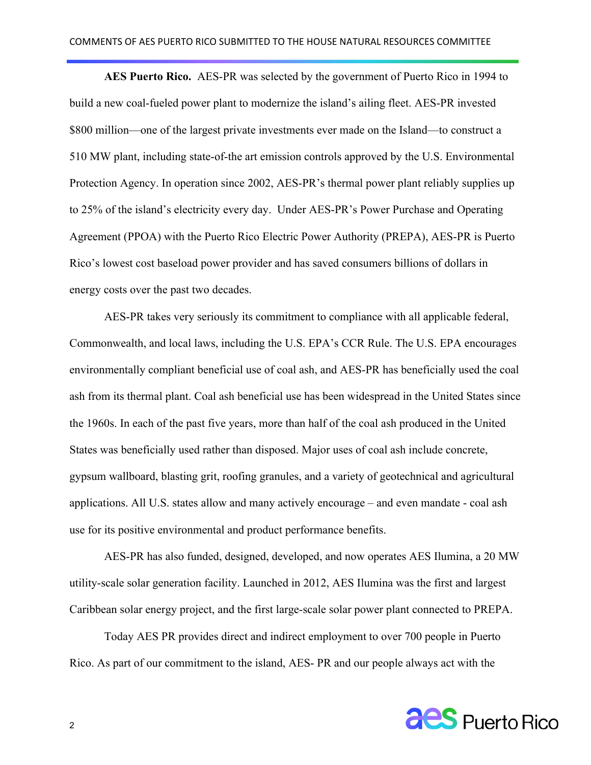**AES Puerto Rico.** AES-PR was selected by the government of Puerto Rico in 1994 to build a new coal-fueled power plant to modernize the island's ailing fleet. AES-PR invested $800 million—one of the largest private investments ever made on the Island—to construct a 510 MW plant, including state-of-the art emission controls approved by the U.S. Environmental Protection Agency. In operation since 2002, AES-PR's thermal power plant reliably supplies up to 25% of the island's electricity every day. Under AES-PR's Power Purchase and Operating Agreement (PPOA) with the Puerto Rico Electric Power Authority (PREPA), AES-PR is Puerto Rico's lowest cost baseload power provider and has saved consumers billions of dollars in energy costs over the past two decades.

AES-PR takes very seriously its commitment to compliance with all applicable federal, Commonwealth, and local laws, including the U.S. EPA's CCR Rule. The U.S. EPA encourages environmentally compliant beneficial use of coal ash, and AES-PR has beneficially used the coal ash from its thermal plant. Coal ash beneficial use has been widespread in the United States since the 1960s. In each of the past five years, more than half of the coal ash produced in the United States was beneficially used rather than disposed. Major uses of coal ash include concrete, gypsum wallboard, blasting grit, roofing granules, and a variety of geotechnical and agricultural applications. All U.S. states allow and many actively encourage – and even mandate - coal ash use for its positive environmental and product performance benefits.

AES-PR has also funded, designed, developed, and now operates AES Ilumina, a 20 MW utility-scale solar generation facility. Launched in 2012, AES Ilumina was the first and largest Caribbean solar energy project, and the first large-scale solar power plant connected to PREPA.

Today AES PR provides direct and indirect employment to over 700 people in Puerto Rico. As part of our commitment to the island, AES- PR and our people always act with the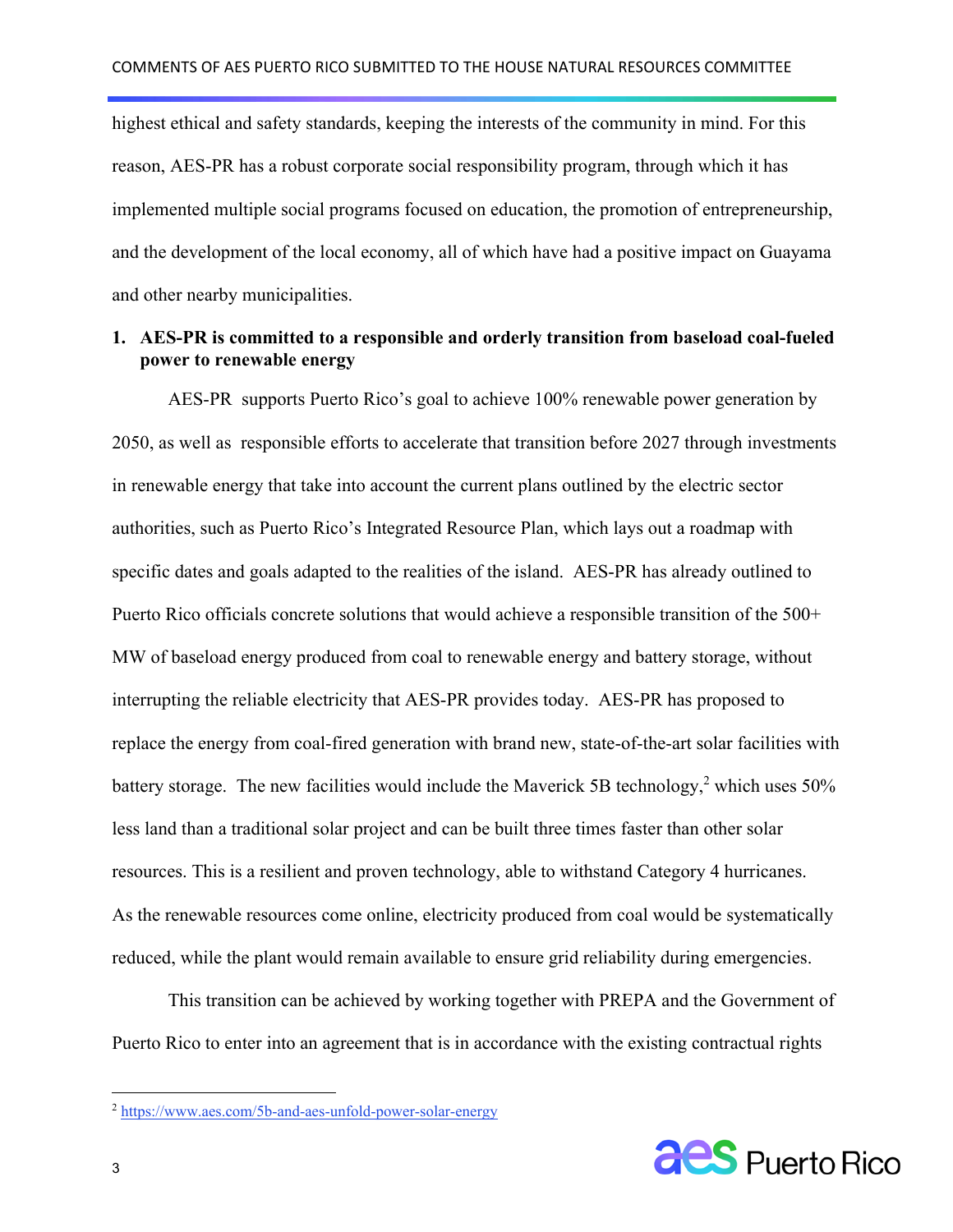highest ethical and safety standards, keeping the interests of the community in mind. For this reason, AES-PR has a robust corporate social responsibility program, through which it has implemented multiple social programs focused on education, the promotion of entrepreneurship, and the development of the local economy, all of which have had a positive impact on Guayama and other nearby municipalities.

**1. AES-PR is committed to a responsible and orderly transition from baseload coal-fueled power to renewable energy**

AES-PR supports Puerto Rico's goal to achieve 100% renewable power generation by 2050, as well as responsible efforts to accelerate that transition before 2027 through investments in renewable energy that take into account the current plans outlined by the electric sector authorities, such as Puerto Rico's Integrated Resource Plan, which lays out a roadmap with specific dates and goals adapted to the realities of the island. AES-PR has already outlined to Puerto Rico officials concrete solutions that would achieve a responsible transition of the 500+ MW of baseload energy produced from coal to renewable energy and battery storage, without interrupting the reliable electricity that AES-PR provides today. AES-PR has proposed to replace the energy from coal-fired generation with brand new, state-of-the-art solar facilities with battery storage. The new facilities would include the Maverick 5B technology,[2] which uses 50% less land than a traditional solar project and can be built three times faster than other solar resources. This is a resilient and proven technology, able to withstand Category 4 hurricanes. As the renewable resources come online, electricity produced from coal would be systematically reduced, while the plant would remain available to ensure grid reliability during emergencies.

This transition can be achieved by working together with PREPA and the Government of Puerto Rico to enter into an agreement that is in accordance with the existing contractual rights

---

[2] https://www.aes.com/5b-and-aes-unfold-power-solar-energy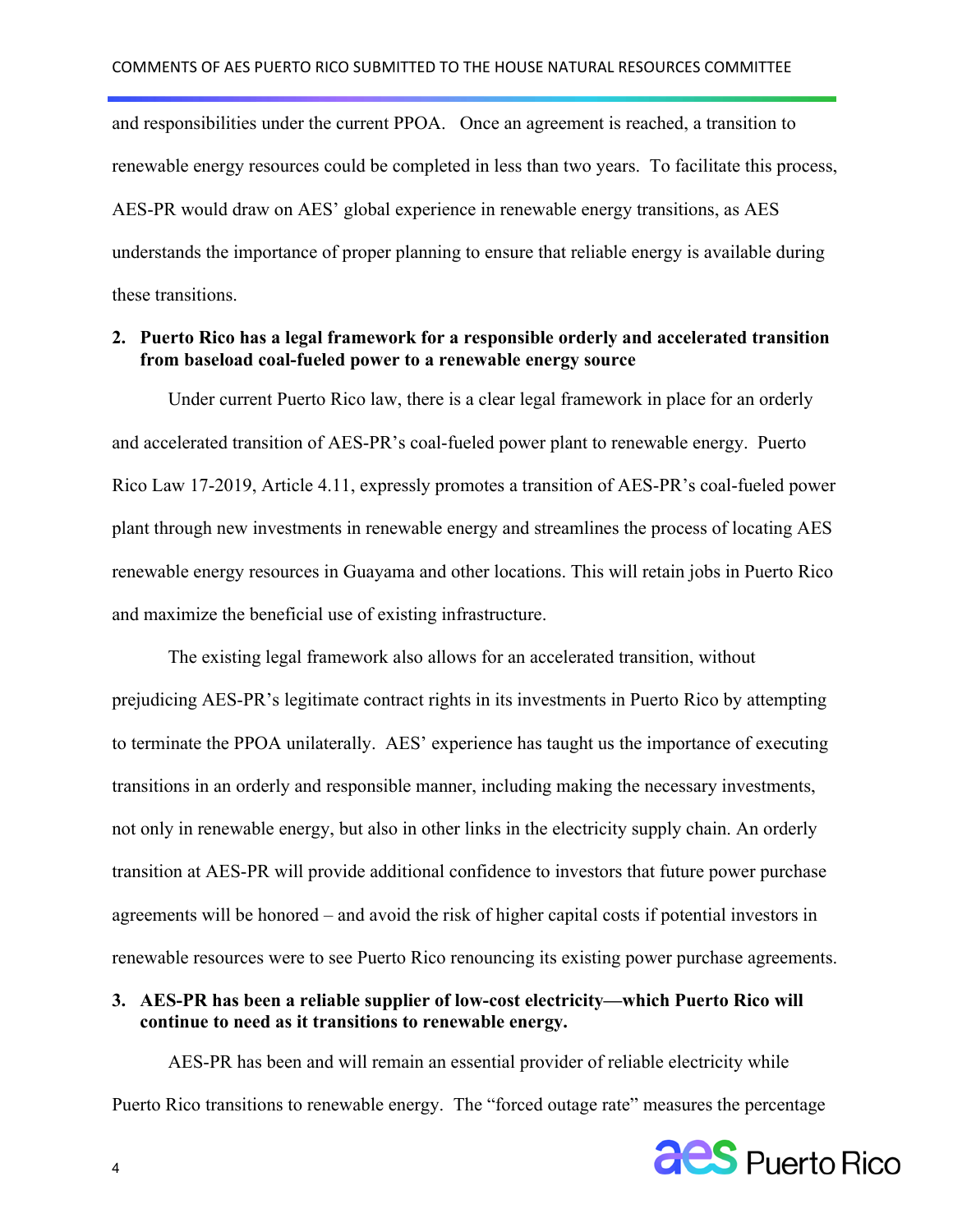and responsibilities under the current PPOA. Once an agreement is reached, a transition to renewable energy resources could be completed in less than two years. To facilitate this process, AES-PR would draw on AES' global experience in renewable energy transitions, as AES understands the importance of proper planning to ensure that reliable energy is available during these transitions.

**2. Puerto Rico has a legal framework for a responsible orderly and accelerated transition from baseload coal-fueled power to a renewable energy source**

Under current Puerto Rico law, there is a clear legal framework in place for an orderly and accelerated transition of AES-PR's coal-fueled power plant to renewable energy. Puerto Rico Law 17-2019, Article 4.11, expressly promotes a transition of AES-PR's coal-fueled power plant through new investments in renewable energy and streamlines the process of locating AES renewable energy resources in Guayama and other locations. This will retain jobs in Puerto Rico and maximize the beneficial use of existing infrastructure.

The existing legal framework also allows for an accelerated transition, without prejudicing AES-PR's legitimate contract rights in its investments in Puerto Rico by attempting to terminate the PPOA unilaterally. AES' experience has taught us the importance of executing transitions in an orderly and responsible manner, including making the necessary investments, not only in renewable energy, but also in other links in the electricity supply chain. An orderly transition at AES-PR will provide additional confidence to investors that future power purchase agreements will be honored – and avoid the risk of higher capital costs if potential investors in renewable resources were to see Puerto Rico renouncing its existing power purchase agreements.

**3. AES-PR has been a reliable supplier of low-cost electricity—which Puerto Rico will continue to need as it transitions to renewable energy.**

AES-PR has been and will remain an essential provider of reliable electricity while Puerto Rico transitions to renewable energy. The "forced outage rate" measures the percentage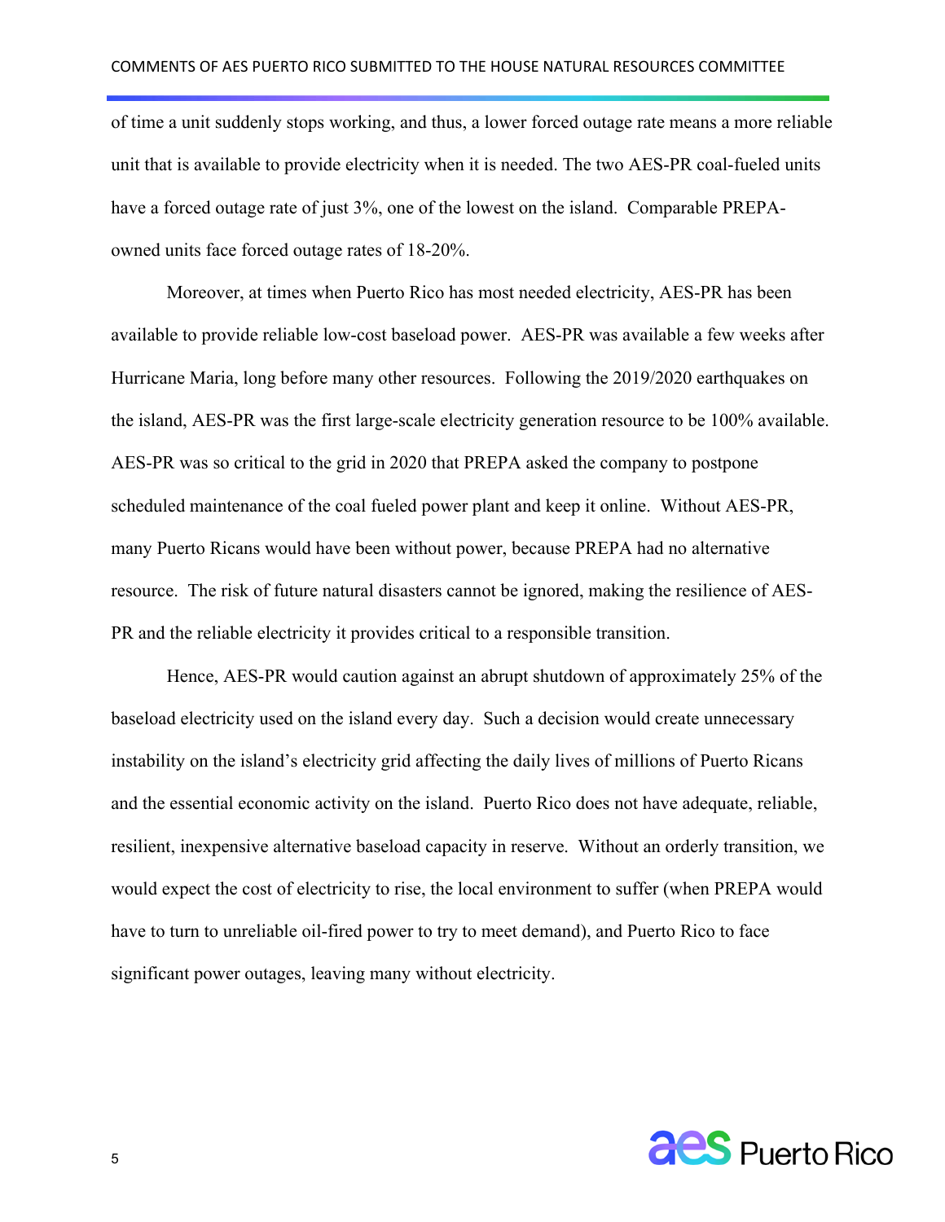of time a unit suddenly stops working, and thus, a lower forced outage rate means a more reliable unit that is available to provide electricity when it is needed. The two AES-PR coal-fueled units have a forced outage rate of just 3%, one of the lowest on the island. Comparable PREPA-owned units face forced outage rates of 18-20%.

Moreover, at times when Puerto Rico has most needed electricity, AES-PR has been available to provide reliable low-cost baseload power. AES-PR was available a few weeks after Hurricane Maria, long before many other resources. Following the 2019/2020 earthquakes on the island, AES-PR was the first large-scale electricity generation resource to be 100% available. AES-PR was so critical to the grid in 2020 that PREPA asked the company to postpone scheduled maintenance of the coal fueled power plant and keep it online. Without AES-PR, many Puerto Ricans would have been without power, because PREPA had no alternative resource. The risk of future natural disasters cannot be ignored, making the resilience of AES-PR and the reliable electricity it provides critical to a responsible transition.

Hence, AES-PR would caution against an abrupt shutdown of approximately 25% of the baseload electricity used on the island every day. Such a decision would create unnecessary instability on the island's electricity grid affecting the daily lives of millions of Puerto Ricans and the essential economic activity on the island. Puerto Rico does not have adequate, reliable, resilient, inexpensive alternative baseload capacity in reserve. Without an orderly transition, we would expect the cost of electricity to rise, the local environment to suffer (when PREPA would have to turn to unreliable oil-fired power to try to meet demand), and Puerto Rico to face significant power outages, leaving many without electricity.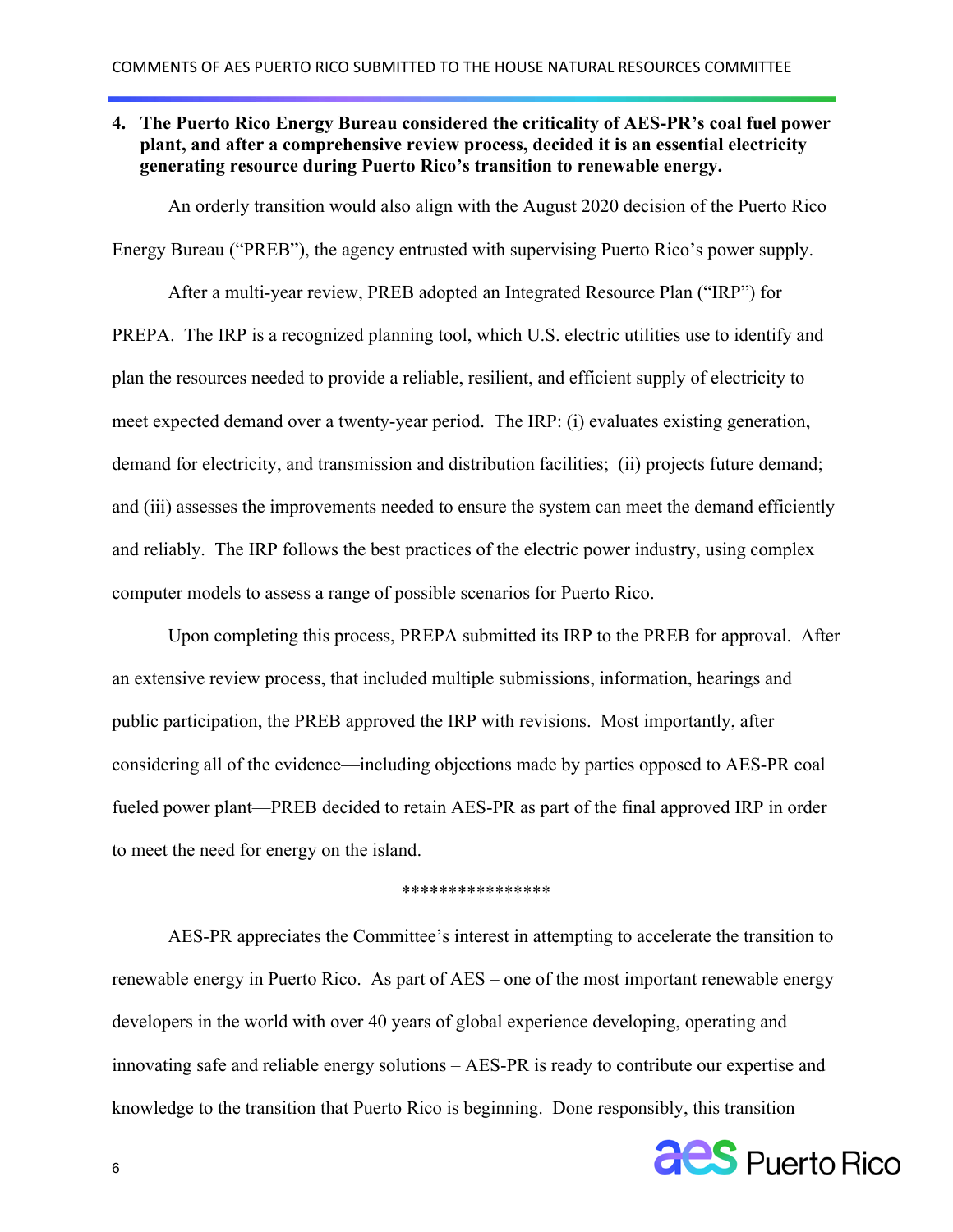**4. The Puerto Rico Energy Bureau considered the criticality of AES-PR's coal fuel power plant, and after a comprehensive review process, decided it is an essential electricity generating resource during Puerto Rico's transition to renewable energy.**

An orderly transition would also align with the August 2020 decision of the Puerto Rico Energy Bureau ("PREB"), the agency entrusted with supervising Puerto Rico's power supply.

After a multi-year review, PREB adopted an Integrated Resource Plan ("IRP") for PREPA. The IRP is a recognized planning tool, which U.S. electric utilities use to identify and plan the resources needed to provide a reliable, resilient, and efficient supply of electricity to meet expected demand over a twenty-year period. The IRP: (i) evaluates existing generation, demand for electricity, and transmission and distribution facilities; (ii) projects future demand; and (iii) assesses the improvements needed to ensure the system can meet the demand efficiently and reliably. The IRP follows the best practices of the electric power industry, using complex computer models to assess a range of possible scenarios for Puerto Rico.

Upon completing this process, PREPA submitted its IRP to the PREB for approval. After an extensive review process, that included multiple submissions, information, hearings and public participation, the PREB approved the IRP with revisions. Most importantly, after considering all of the evidence—including objections made by parties opposed to AES-PR coal fueled power plant—PREB decided to retain AES-PR as part of the final approved IRP in order to meet the need for energy on the island.

****************

AES-PR appreciates the Committee's interest in attempting to accelerate the transition to renewable energy in Puerto Rico. As part of AES – one of the most important renewable energy developers in the world with over 40 years of global experience developing, operating and innovating safe and reliable energy solutions – AES-PR is ready to contribute our expertise and knowledge to the transition that Puerto Rico is beginning. Done responsibly, this transition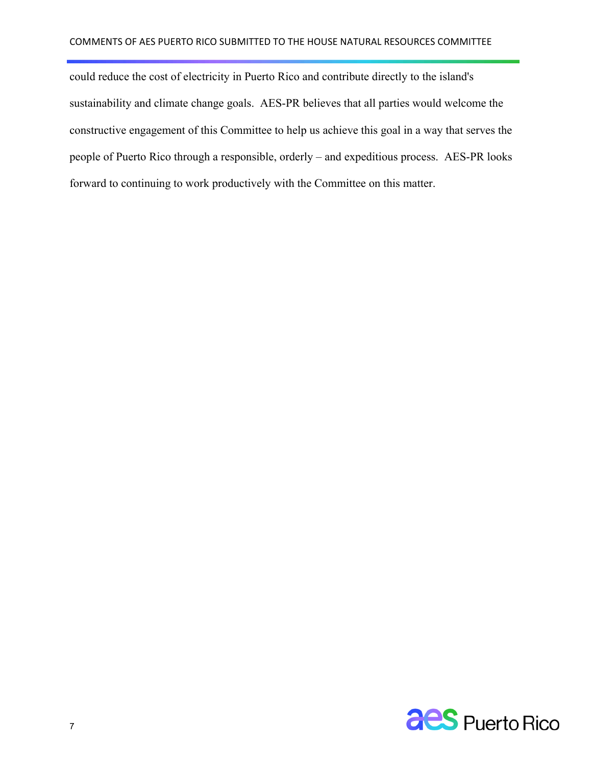could reduce the cost of electricity in Puerto Rico and contribute directly to the island's sustainability and climate change goals. AES-PR believes that all parties would welcome the constructive engagement of this Committee to help us achieve this goal in a way that serves the people of Puerto Rico through a responsible, orderly – and expeditious process. AES-PR looks forward to continuing to work productively with the Committee on this matter.